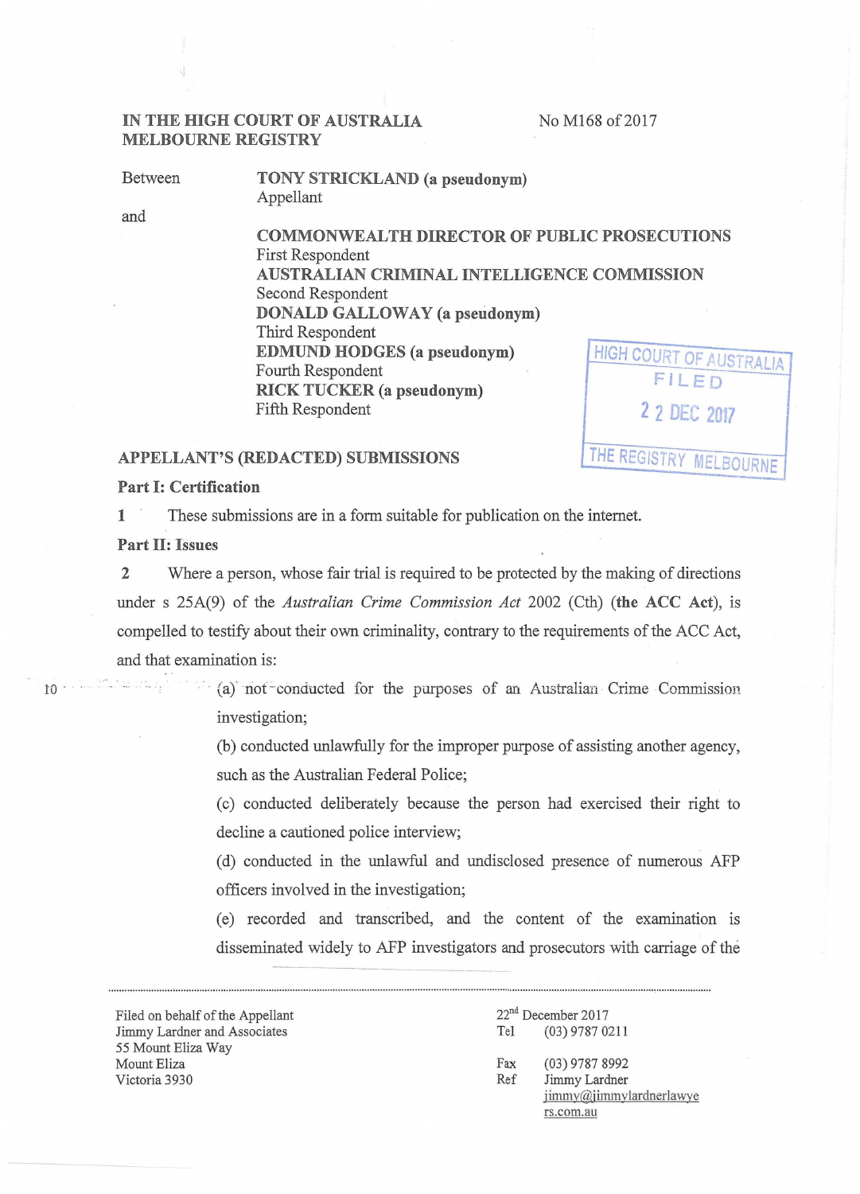IN THE HIGH COURT OF AUSTRALIA
MELBOURNE REGISTRY

No M168 of 2017

Between **TONY STRICKLAND (a pseudonym)**
Appellant

and

**COMMONWEALTH DIRECTOR OF PUBLIC PROSECUTIONS**
First Respondent
**AUSTRALIAN CRIMINAL INTELLIGENCE COMMISSION**
Second Respondent
**DONALD GALLOWAY (a pseudonym)**
Third Respondent
**EDMUND HODGES (a pseudonym)**
Fourth Respondent
**RICK TUCKER (a pseudonym)**
Fifth Respondent

HIGH COURT OF AUSTRALIA
FILED
22 DEC 2017
THE REGISTRY MELBOURNE

## APPELLANT'S (REDACTED) SUBMISSIONS

### Part I: Certification

1 These submissions are in a form suitable for publication on the internet.

### Part II: Issues

2 Where a person, whose fair trial is required to be protected by the making of directions under s 25A(9) of the *Australian Crime Commission Act* 2002 (Cth) (**the ACC Act**), is compelled to testify about their own criminality, contrary to the requirements of the ACC Act, and that examination is:

(a) not conducted for the purposes of an Australian Crime Commission investigation;

(b) conducted unlawfully for the improper purpose of assisting another agency, such as the Australian Federal Police;

(c) conducted deliberately because the person had exercised their right to decline a cautioned police interview;

(d) conducted in the unlawful and undisclosed presence of numerous AFP officers involved in the investigation;

(e) recorded and transcribed, and the content of the examination is disseminated widely to AFP investigators and prosecutors with carriage of the

---

Filed on behalf of the Appellant
Jimmy Lardner and Associates
55 Mount Eliza Way
Mount Eliza
Victoria 3930

22nd December 2017
Tel (03) 9787 0211
Fax (03) 9787 8992
Ref Jimmy Lardner
jimmy@jimmylardnerlawyers.com.au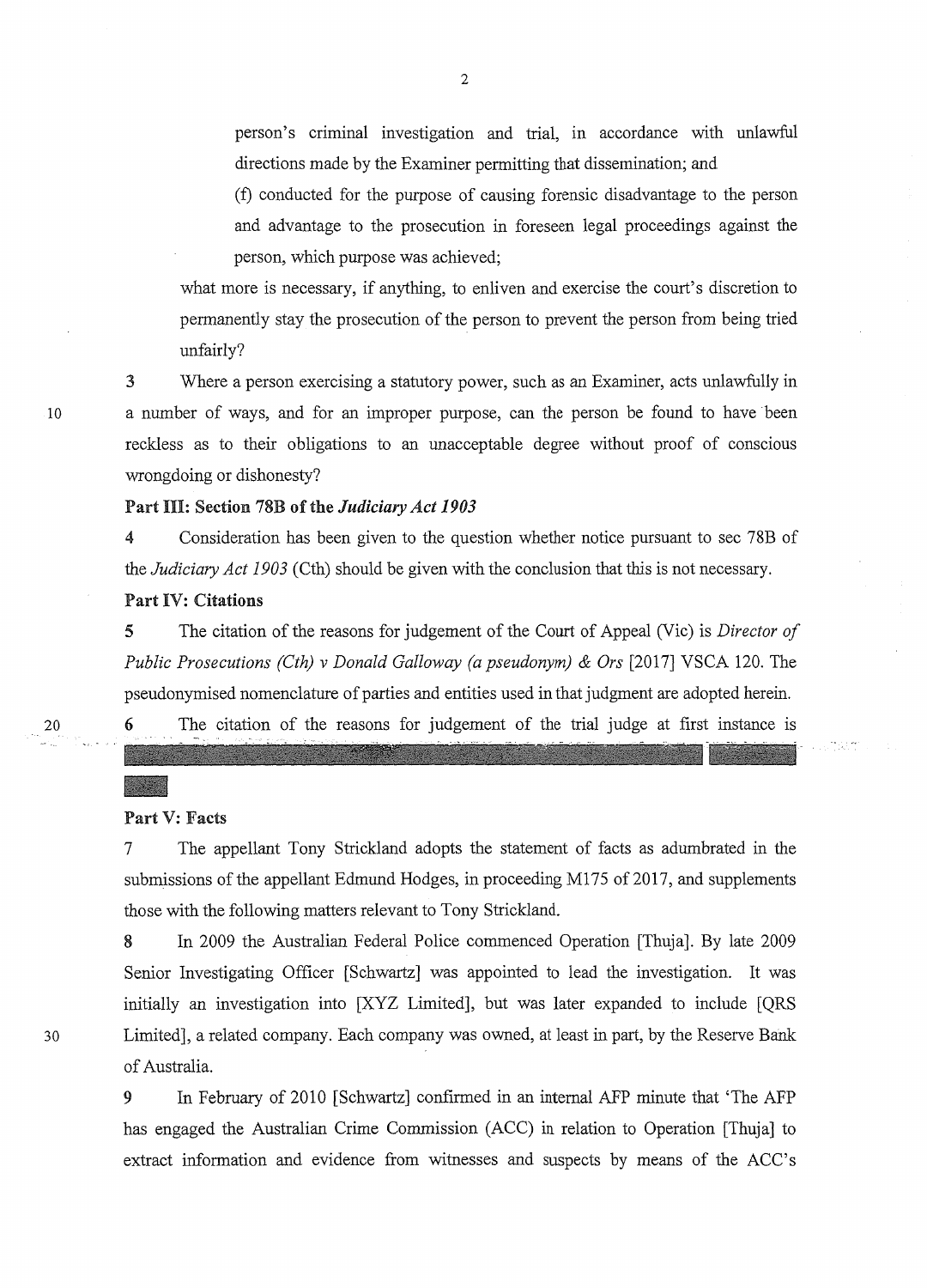person's criminal investigation and trial, in accordance with unlawful directions made by the Examiner permitting that dissemination; and

(f) conducted for the purpose of causing forensic disadvantage to the person and advantage to the prosecution in foreseen legal proceedings against the person, which purpose was achieved;

what more is necessary, if anything, to enliven and exercise the court's discretion to permanently stay the prosecution of the person to prevent the person from being tried unfairly?

3 Where a person exercising a statutory power, such as an Examiner, acts unlawfully in a number of ways, and for an improper purpose, can the person be found to have been reckless as to their obligations to an unacceptable degree without proof of conscious wrongdoing or dishonesty?

**Part III: Section 78B of the *Judiciary Act 1903***

4 Consideration has been given to the question whether notice pursuant to sec 78B of the *Judiciary Act 1903* (Cth) should be given with the conclusion that this is not necessary.

**Part IV: Citations**

5 The citation of the reasons for judgement of the Court of Appeal (Vic) is *Director of Public Prosecutions (Cth) v Donald Galloway (a pseudonym) & Ors* [2017] VSCA 120. The pseudonymised nomenclature of parties and entities used in that judgment are adopted herein.

6 The citation of the reasons for judgement of the trial judge at first instance is

**Part V: Facts**

7 The appellant Tony Strickland adopts the statement of facts as adumbrated in the submissions of the appellant Edmund Hodges, in proceeding M175 of 2017, and supplements those with the following matters relevant to Tony Strickland.

8 In 2009 the Australian Federal Police commenced Operation [Thuja]. By late 2009 Senior Investigating Officer [Schwartz] was appointed to lead the investigation. It was initially an investigation into [XYZ Limited], but was later expanded to include [QRS Limited], a related company. Each company was owned, at least in part, by the Reserve Bank of Australia.

9 In February of 2010 [Schwartz] confirmed in an internal AFP minute that 'The AFP has engaged the Australian Crime Commission (ACC) in relation to Operation [Thuja] to extract information and evidence from witnesses and suspects by means of the ACC's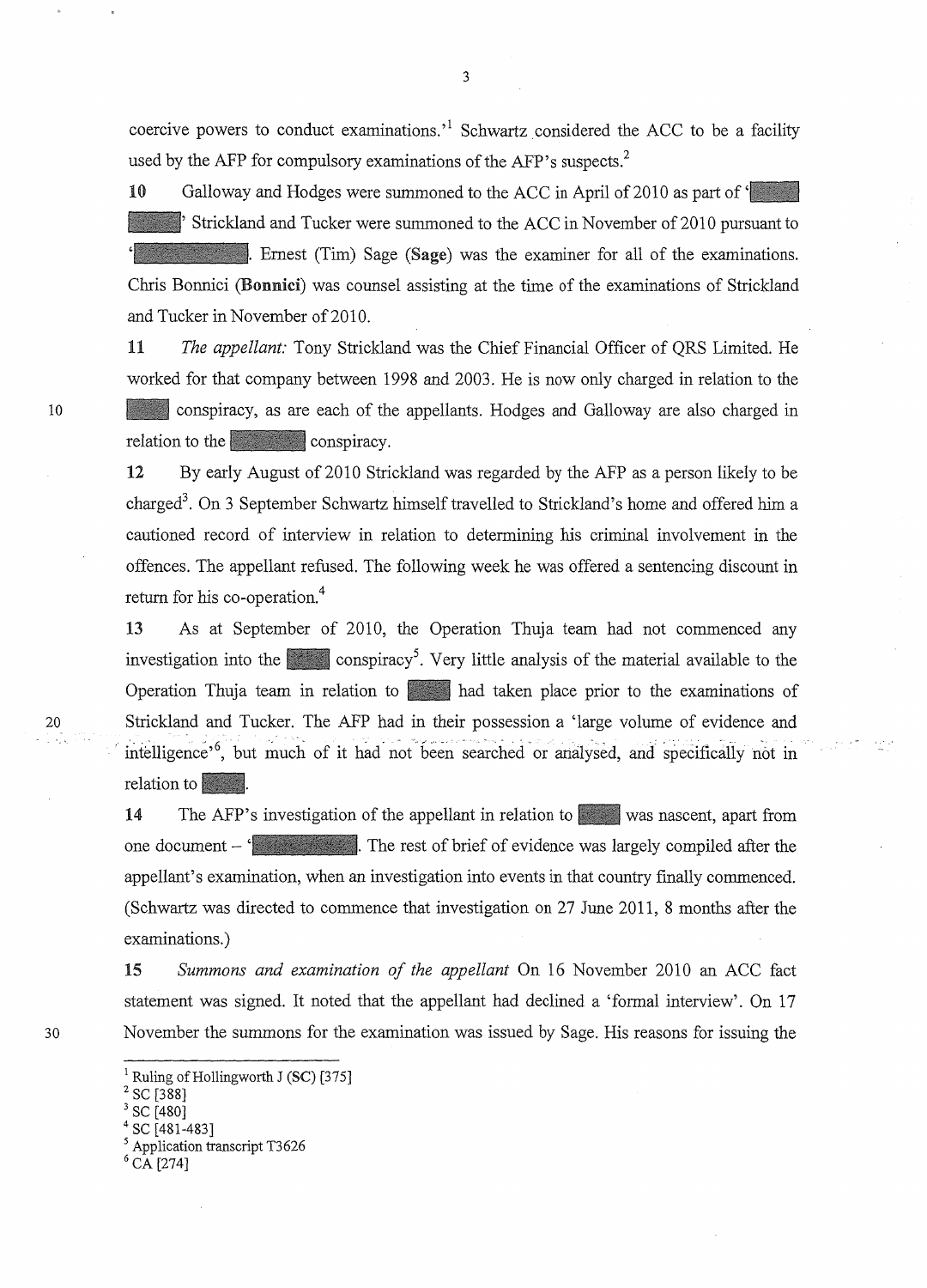coercive powers to conduct examinations.'[1] Schwartz considered the ACC to be a facility used by the AFP for compulsory examinations of the AFP's suspects.[2]

**10** Galloway and Hodges were summoned to the ACC in April of 2010 as part of '[redacted]' Strickland and Tucker were summoned to the ACC in November of 2010 pursuant to '[redacted]'. Ernest (Tim) Sage (**Sage**) was the examiner for all of the examinations. Chris Bonnici (**Bonnici**) was counsel assisting at the time of the examinations of Strickland and Tucker in November of 2010.

**11** *The appellant:* Tony Strickland was the Chief Financial Officer of QRS Limited. He worked for that company between 1998 and 2003. He is now only charged in relation to the [redacted] conspiracy, as are each of the appellants. Hodges and Galloway are also charged in relation to the [redacted] conspiracy.

**12** By early August of 2010 Strickland was regarded by the AFP as a person likely to be charged[3]. On 3 September Schwartz himself travelled to Strickland's home and offered him a cautioned record of interview in relation to determining his criminal involvement in the offences. The appellant refused. The following week he was offered a sentencing discount in return for his co-operation.[4]

**13** As at September of 2010, the Operation Thuja team had not commenced any investigation into the [redacted] conspiracy[5]. Very little analysis of the material available to the Operation Thuja team in relation to [redacted] had taken place prior to the examinations of Strickland and Tucker. The AFP had in their possession a 'large volume of evidence and intelligence'[6], but much of it had not been searched or analysed, and specifically not in relation to [redacted].

**14** The AFP's investigation of the appellant in relation to [redacted] was nascent, apart from one document – '[redacted]'. The rest of brief of evidence was largely compiled after the appellant's examination, when an investigation into events in that country finally commenced. (Schwartz was directed to commence that investigation on 27 June 2011, 8 months after the examinations.)

**15** *Summons and examination of the appellant* On 16 November 2010 an ACC fact statement was signed. It noted that the appellant had declined a 'formal interview'. On 17 November the summons for the examination was issued by Sage. His reasons for issuing the

---

[1] Ruling of Hollingworth J (**SC**) [375]
[2] SC [388]
[3] SC [480]
[4] SC [481-483]
[5] Application transcript T3626
[6] CA [274]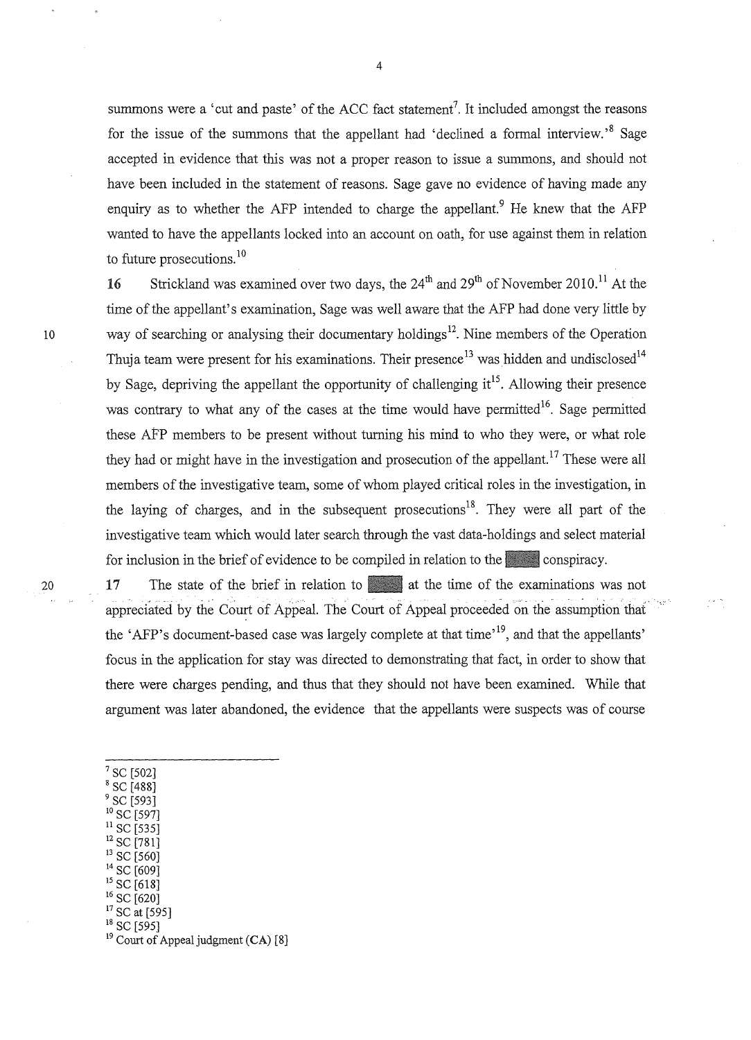summons were a 'cut and paste' of the ACC fact statement[7]. It included amongst the reasons for the issue of the summons that the appellant had 'declined a formal interview.'[8] Sage accepted in evidence that this was not a proper reason to issue a summons, and should not have been included in the statement of reasons. Sage gave no evidence of having made any enquiry as to whether the AFP intended to charge the appellant.[9] He knew that the AFP wanted to have the appellants locked into an account on oath, for use against them in relation to future prosecutions.[10]

16 Strickland was examined over two days, the 24th and 29th of November 2010.[11] At the time of the appellant's examination, Sage was well aware that the AFP had done very little by way of searching or analysing their documentary holdings[12]. Nine members of the Operation Thuja team were present for his examinations. Their presence[13] was hidden and undisclosed[14] by Sage, depriving the appellant the opportunity of challenging it[15]. Allowing their presence was contrary to what any of the cases at the time would have permitted[16]. Sage permitted these AFP members to be present without turning his mind to who they were, or what role they had or might have in the investigation and prosecution of the appellant.[17] These were all members of the investigative team, some of whom played critical roles in the investigation, in the laying of charges, and in the subsequent prosecutions[18]. They were all part of the investigative team which would later search through the vast data-holdings and select material for inclusion in the brief of evidence to be compiled in relation to the ████ conspiracy.

17 The state of the brief in relation to ████ at the time of the examinations was not appreciated by the Court of Appeal. The Court of Appeal proceeded on the assumption that the 'AFP's document-based case was largely complete at that time'[19], and that the appellants' focus in the application for stay was directed to demonstrating that fact, in order to show that there were charges pending, and thus that they should not have been examined. While that argument was later abandoned, the evidence that the appellants were suspects was of course

---

[7] SC [502]
[8] SC [488]
[9] SC [593]
[10] SC [597]
[11] SC [535]
[12] SC [781]
[13] SC [560]
[14] SC [609]
[15] SC [618]
[16] SC [620]
[17] SC at [595]
[18] SC [595]
[19] Court of Appeal judgment (**CA**) [8]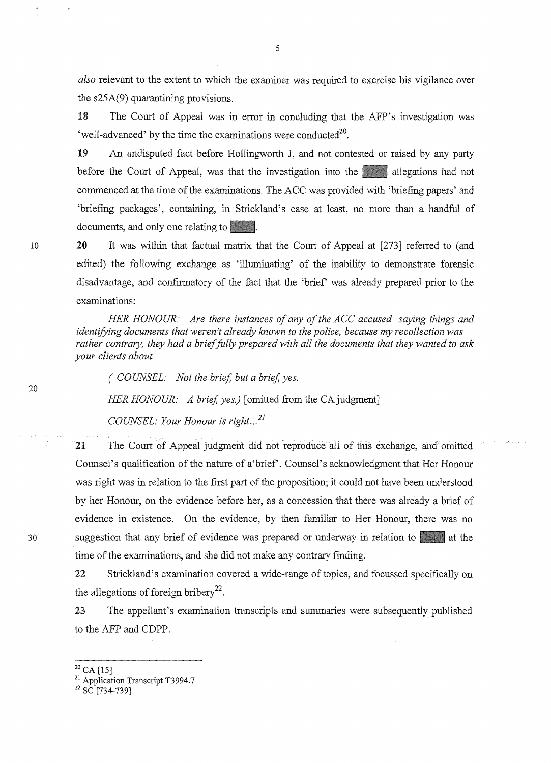*also* relevant to the extent to which the examiner was required to exercise his vigilance over the s25A(9) quarantining provisions.

**18** The Court of Appeal was in error in concluding that the AFP's investigation was 'well-advanced' by the time the examinations were conducted[20].

**19** An undisputed fact before Hollingworth J, and not contested or raised by any party before the Court of Appeal, was that the investigation into the ████ allegations had not commenced at the time of the examinations. The ACC was provided with 'briefing papers' and 'briefing packages', containing, in Strickland's case at least, no more than a handful of documents, and only one relating to ████.

**20** It was within that factual matrix that the Court of Appeal at [273] referred to (and edited) the following exchange as 'illuminating' of the inability to demonstrate forensic disadvantage, and confirmatory of the fact that the 'brief' was already prepared prior to the examinations:

> *HER HONOUR: Are there instances of any of the ACC accused saying things and identifying documents that weren't already known to the police, because my recollection was rather contrary, they had a brief fully prepared with all the documents that they wanted to ask your clients about.*
>
> *( COUNSEL: Not the brief, but a brief, yes.*
>
> *HER HONOUR: A brief, yes.)* [omitted from the CA judgment]
>
> *COUNSEL: Your Honour is right...*[21]

**21** The Court of Appeal judgment did not reproduce all of this exchange, and omitted Counsel's qualification of the nature of a'brief'. Counsel's acknowledgment that Her Honour was right was in relation to the first part of the proposition; it could not have been understood by her Honour, on the evidence before her, as a concession that there was already a brief of evidence in existence. On the evidence, by then familiar to Her Honour, there was no suggestion that any brief of evidence was prepared or underway in relation to ████ at the time of the examinations, and she did not make any contrary finding.

**22** Strickland's examination covered a wide-range of topics, and focussed specifically on the allegations of foreign bribery[22].

**23** The appellant's examination transcripts and summaries were subsequently published to the AFP and CDPP.

---

[20] CA [15]

[21] Application Transcript T3994.7

[22] SC [734-739]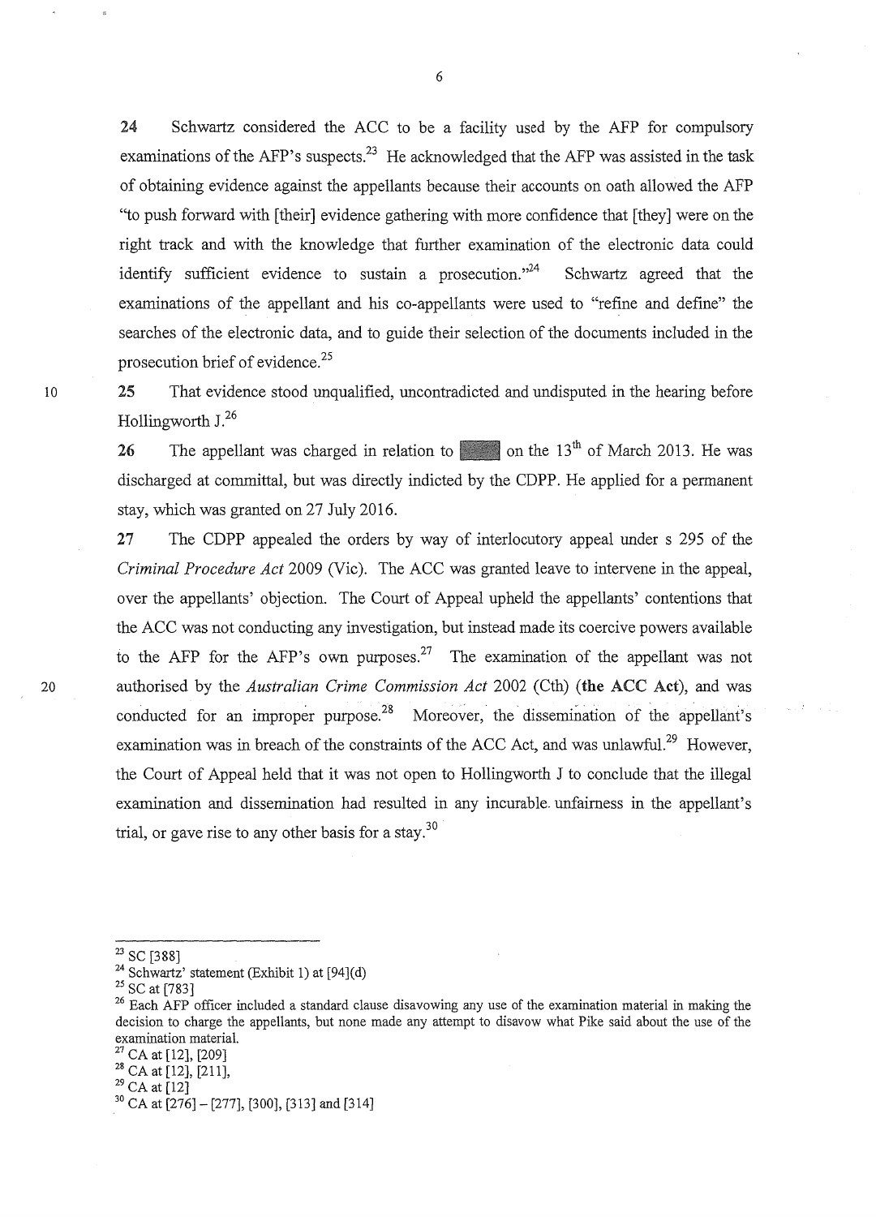24 Schwartz considered the ACC to be a facility used by the AFP for compulsory examinations of the AFP's suspects.[23] He acknowledged that the AFP was assisted in the task of obtaining evidence against the appellants because their accounts on oath allowed the AFP "to push forward with [their] evidence gathering with more confidence that [they] were on the right track and with the knowledge that further examination of the electronic data could identify sufficient evidence to sustain a prosecution."[24] Schwartz agreed that the examinations of the appellant and his co-appellants were used to "refine and define" the searches of the electronic data, and to guide their selection of the documents included in the prosecution brief of evidence.[25]

25 That evidence stood unqualified, uncontradicted and undisputed in the hearing before Hollingworth J.[26]

26 The appellant was charged in relation to ▇▇▇ on the 13th of March 2013. He was discharged at committal, but was directly indicted by the CDPP. He applied for a permanent stay, which was granted on 27 July 2016.

27 The CDPP appealed the orders by way of interlocutory appeal under s 295 of the *Criminal Procedure Act* 2009 (Vic). The ACC was granted leave to intervene in the appeal, over the appellants' objection. The Court of Appeal upheld the appellants' contentions that the ACC was not conducting any investigation, but instead made its coercive powers available to the AFP for the AFP's own purposes.[27] The examination of the appellant was not authorised by the *Australian Crime Commission Act* 2002 (Cth) (**the ACC Act**), and was conducted for an improper purpose.[28] Moreover, the dissemination of the appellant's examination was in breach of the constraints of the ACC Act, and was unlawful.[29] However, the Court of Appeal held that it was not open to Hollingworth J to conclude that the illegal examination and dissemination had resulted in any incurable unfairness in the appellant's trial, or gave rise to any other basis for a stay.[30]

---

[23] SC [388]

[24] Schwartz' statement (Exhibit 1) at [94](d)

[25] SC at [783]

[26] Each AFP officer included a standard clause disavowing any use of the examination material in making the decision to charge the appellants, but none made any attempt to disavow what Pike said about the use of the examination material.

[27] CA at [12], [209]

[28] CA at [12], [211],

[29] CA at [12]

[30] CA at [276] – [277], [300], [313] and [314]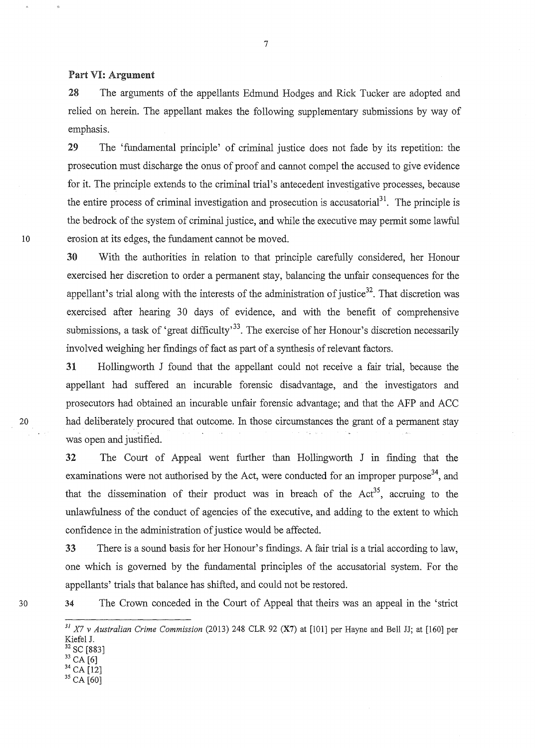## Part VI: Argument

28 The arguments of the appellants Edmund Hodges and Rick Tucker are adopted and relied on herein. The appellant makes the following supplementary submissions by way of emphasis.

29 The 'fundamental principle' of criminal justice does not fade by its repetition: the prosecution must discharge the onus of proof and cannot compel the accused to give evidence for it. The principle extends to the criminal trial's antecedent investigative processes, because the entire process of criminal investigation and prosecution is accusatorial[31]. The principle is the bedrock of the system of criminal justice, and while the executive may permit some lawful erosion at its edges, the fundament cannot be moved.

30 With the authorities in relation to that principle carefully considered, her Honour exercised her discretion to order a permanent stay, balancing the unfair consequences for the appellant's trial along with the interests of the administration of justice[32]. That discretion was exercised after hearing 30 days of evidence, and with the benefit of comprehensive submissions, a task of 'great difficulty'[33]. The exercise of her Honour's discretion necessarily involved weighing her findings of fact as part of a synthesis of relevant factors.

31 Hollingworth J found that the appellant could not receive a fair trial, because the appellant had suffered an incurable forensic disadvantage, and the investigators and prosecutors had obtained an incurable unfair forensic advantage; and that the AFP and ACC had deliberately procured that outcome. In those circumstances the grant of a permanent stay was open and justified.

32 The Court of Appeal went further than Hollingworth J in finding that the examinations were not authorised by the Act, were conducted for an improper purpose[34], and that the dissemination of their product was in breach of the Act[35], accruing to the unlawfulness of the conduct of agencies of the executive, and adding to the extent to which confidence in the administration of justice would be affected.

33 There is a sound basis for her Honour's findings. A fair trial is a trial according to law, one which is governed by the fundamental principles of the accusatorial system. For the appellants' trials that balance has shifted, and could not be restored.

34 The Crown conceded in the Court of Appeal that theirs was an appeal in the 'strict

---

[31] *X7 v Australian Crime Commission* (2013) 248 CLR 92 (**X7**) at [101] per Hayne and Bell JJ; at [160] per Kiefel J.

[32] SC [883]

[33] CA [6]

[34] CA [12]

[35] CA [60]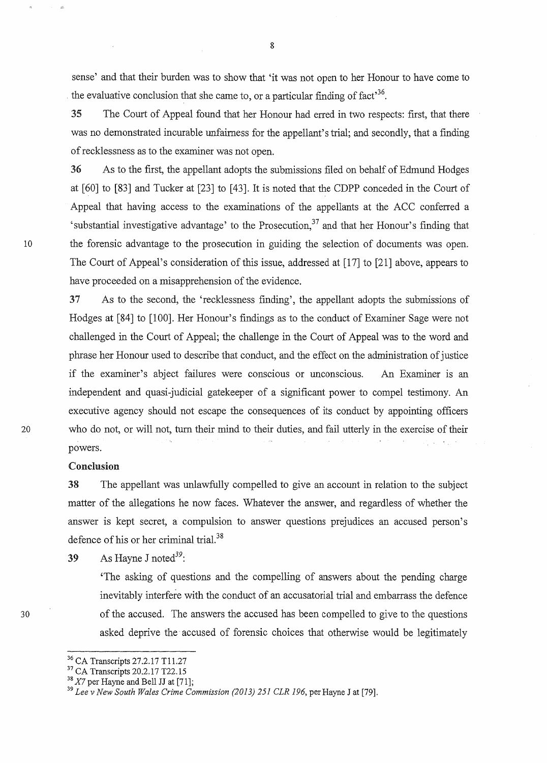sense' and that their burden was to show that 'it was not open to her Honour to have come to the evaluative conclusion that she came to, or a particular finding of fact'[36].

35 The Court of Appeal found that her Honour had erred in two respects: first, that there was no demonstrated incurable unfairness for the appellant's trial; and secondly, that a finding of recklessness as to the examiner was not open.

36 As to the first, the appellant adopts the submissions filed on behalf of Edmund Hodges at [60] to [83] and Tucker at [23] to [43]. It is noted that the CDPP conceded in the Court of Appeal that having access to the examinations of the appellants at the ACC conferred a 'substantial investigative advantage' to the Prosecution,[37] and that her Honour's finding that the forensic advantage to the prosecution in guiding the selection of documents was open. The Court of Appeal's consideration of this issue, addressed at [17] to [21] above, appears to have proceeded on a misapprehension of the evidence.

37 As to the second, the 'recklessness finding', the appellant adopts the submissions of Hodges at [84] to [100]. Her Honour's findings as to the conduct of Examiner Sage were not challenged in the Court of Appeal; the challenge in the Court of Appeal was to the word and phrase her Honour used to describe that conduct, and the effect on the administration of justice if the examiner's abject failures were conscious or unconscious. An Examiner is an independent and quasi-judicial gatekeeper of a significant power to compel testimony. An executive agency should not escape the consequences of its conduct by appointing officers who do not, or will not, turn their mind to their duties, and fail utterly in the exercise of their powers.

**Conclusion**

38 The appellant was unlawfully compelled to give an account in relation to the subject matter of the allegations he now faces. Whatever the answer, and regardless of whether the answer is kept secret, a compulsion to answer questions prejudices an accused person's defence of his or her criminal trial.[38]

39 As Hayne J noted[39]:

> 'The asking of questions and the compelling of answers about the pending charge inevitably interfere with the conduct of an accusatorial trial and embarrass the defence of the accused. The answers the accused has been compelled to give to the questions asked deprive the accused of forensic choices that otherwise would be legitimately

---

[36] CA Transcripts 27.2.17 T11.27

[37] CA Transcripts 20.2.17 T22.15

[38] *X7* per Hayne and Bell JJ at [71];

[39] *Lee v New South Wales Crime Commission (2013) 251 CLR 196*, per Hayne J at [79].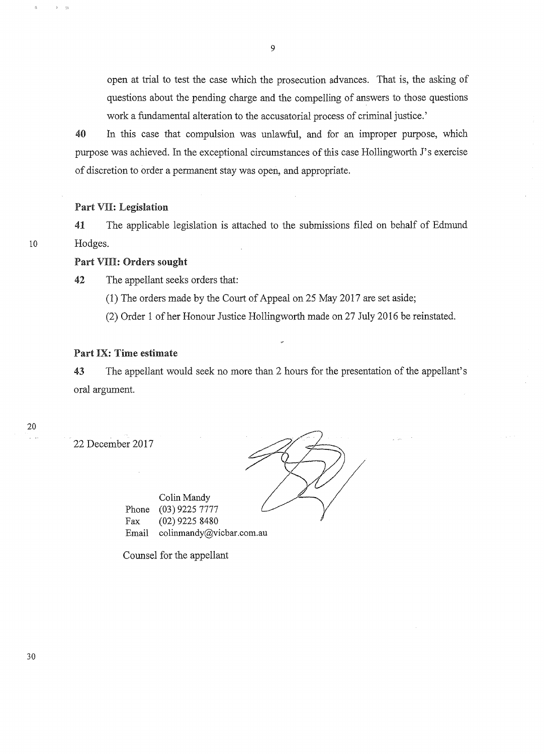open at trial to test the case which the prosecution advances. That is, the asking of questions about the pending charge and the compelling of answers to those questions work a fundamental alteration to the accusatorial process of criminal justice.'

**40** In this case that compulsion was unlawful, and for an improper purpose, which purpose was achieved. In the exceptional circumstances of this case Hollingworth J's exercise of discretion to order a permanent stay was open, and appropriate.

**Part VII: Legislation**

**41** The applicable legislation is attached to the submissions filed on behalf of Edmund Hodges.

**Part VIII: Orders sought**

**42** The appellant seeks orders that:

(1) The orders made by the Court of Appeal on 25 May 2017 are set aside;

(2) Order 1 of her Honour Justice Hollingworth made on 27 July 2016 be reinstated.

**Part IX: Time estimate**

**43** The appellant would seek no more than 2 hours for the presentation of the appellant's oral argument.

22 December 2017

Colin Mandy
Phone (03) 9225 7777
Fax (02) 9225 8480
Email colinmandy@vicbar.com.au

Counsel for the appellant